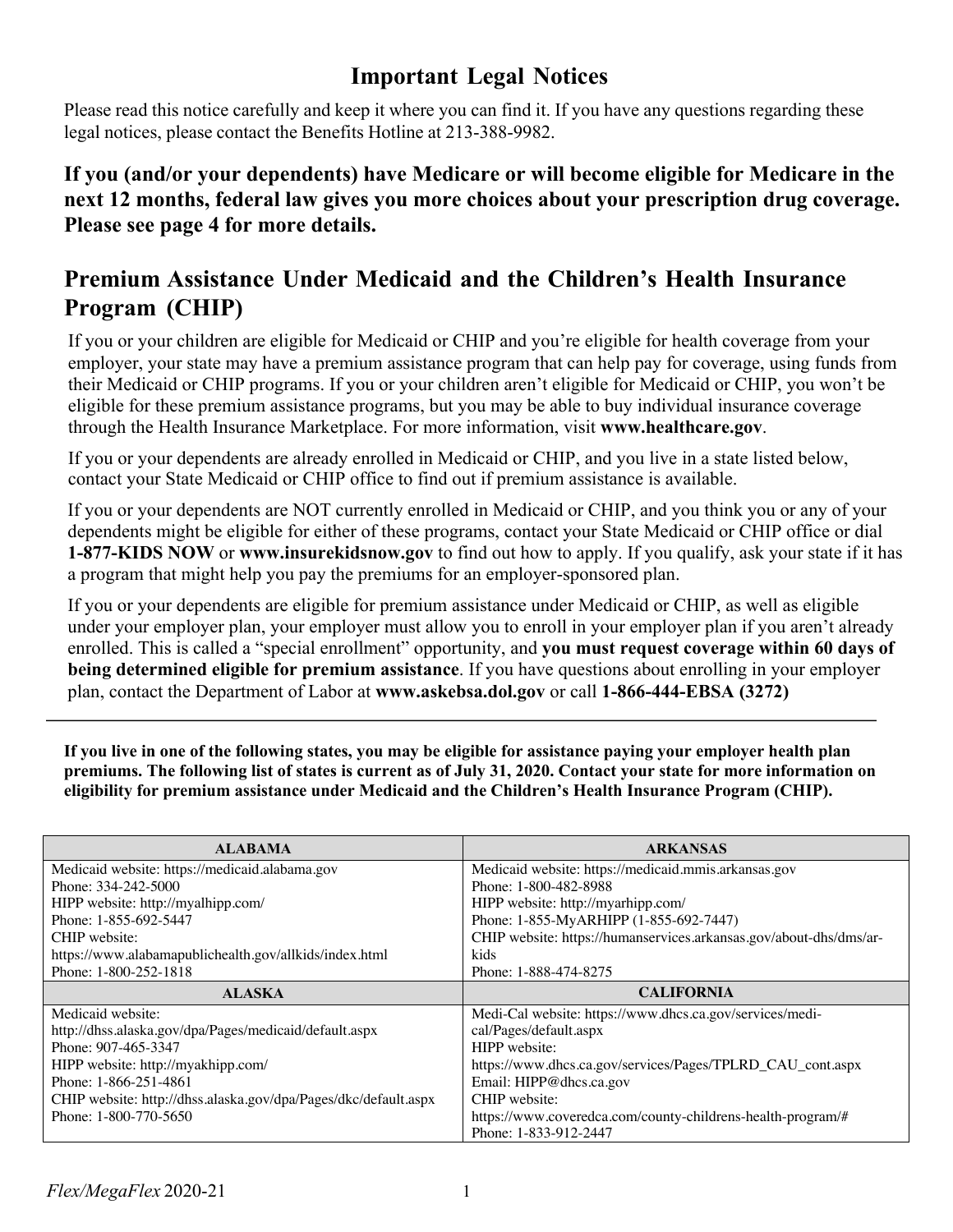# Important Legal Notices

Please read this notice carefully and keep it where you can find it. If you have any questions regarding these legal notices, please contact the Benefits Hotline at 213-388-9982.

**If you (and/or your dependents) have Medicare or will become eligible for Medicare in the next 12 months, federal law gives you more choices about your prescription drug coverage. Please see page 4 for more details.**

## Premium Assistance Under Medicaid and the Children's Health Insurance Program (CHIP)

If you or your children are eligible for Medicaid or CHIP and you're eligible for health coverage from your employer, your state may have a premium assistance program that can help pay for coverage, using funds from their Medicaid or CHIP programs. If you or your children aren't eligible for Medicaid or CHIP, you won't be eligible for these premium assistance programs, but you may be able to buy individual insurance coverage through the Health Insurance Marketplace. For more information, visit **www.healthcare.gov**.

If you or your dependents are already enrolled in Medicaid or CHIP, and you live in a state listed below, contact your State Medicaid or CHIP office to find out if premium assistance is available.

If you or your dependents are NOT currently enrolled in Medicaid or CHIP, and you think you or any of your dependents might be eligible for either of these programs, contact your State Medicaid or CHIP office or dial **1-877-KIDS NOW** or **www.insurekidsnow.gov** to find out how to apply. If you qualify, ask your state if it has a program that might help you pay the premiums for an employer-sponsored plan.

If you or your dependents are eligible for premium assistance under Medicaid or CHIP, as well as eligible under your employer plan, your employer must allow you to enroll in your employer plan if you aren't already enrolled. This is called a "special enrollment" opportunity, and **you must request coverage within 60 days of being determined eligible for premium assistance**. If you have questions about enrolling in your employer plan, contact the Department of Labor at **www.askebsa.dol.gov** or call **1-866-444-EBSA (3272)**

---

**If you live in one of the following states, you may be eligible for assistance paying your employer health plan premiums. The following list of states is current as of July 31, 2020. Contact your state for more information on eligibility for premium assistance under Medicaid and the Children's Health Insurance Program (CHIP).**

| ALABAMA | ARKANSAS |
|---|---|
| Medicaid website: https://medicaid.alabama.gov<br>Phone: 334-242-5000<br>HIPP website: http://myalhipp.com/<br>Phone: 1-855-692-5447<br>CHIP website:<br>https://www.alabamapublichealth.gov/allkids/index.html<br>Phone: 1-800-252-1818 | Medicaid website: https://medicaid.mmis.arkansas.gov<br>Phone: 1-800-482-8988<br>HIPP website: http://myarhipp.com/<br>Phone: 1-855-MyARHIPP (1-855-692-7447)<br>CHIP website: https://humanservices.arkansas.gov/about-dhs/dms/ar-kids<br>Phone: 1-888-474-8275 |
| **ALASKA** | **CALIFORNIA** |
| Medicaid website:<br>http://dhss.alaska.gov/dpa/Pages/medicaid/default.aspx<br>Phone: 907-465-3347<br>HIPP website: http://myakhipp.com/<br>Phone: 1-866-251-4861<br>CHIP website: http://dhss.alaska.gov/dpa/Pages/dkc/default.aspx<br>Phone: 1-800-770-5650 | Medi-Cal website: https://www.dhcs.ca.gov/services/medi-cal/Pages/default.aspx<br>HIPP website:<br>https://www.dhcs.ca.gov/services/Pages/TPLRD_CAU_cont.aspx<br>Email: HIPP@dhcs.ca.gov<br>CHIP website:<br>https://www.coveredca.com/county-childrens-health-program/#<br>Phone: 1-833-912-2447 |

*Flex/MegaFlex* 2020-21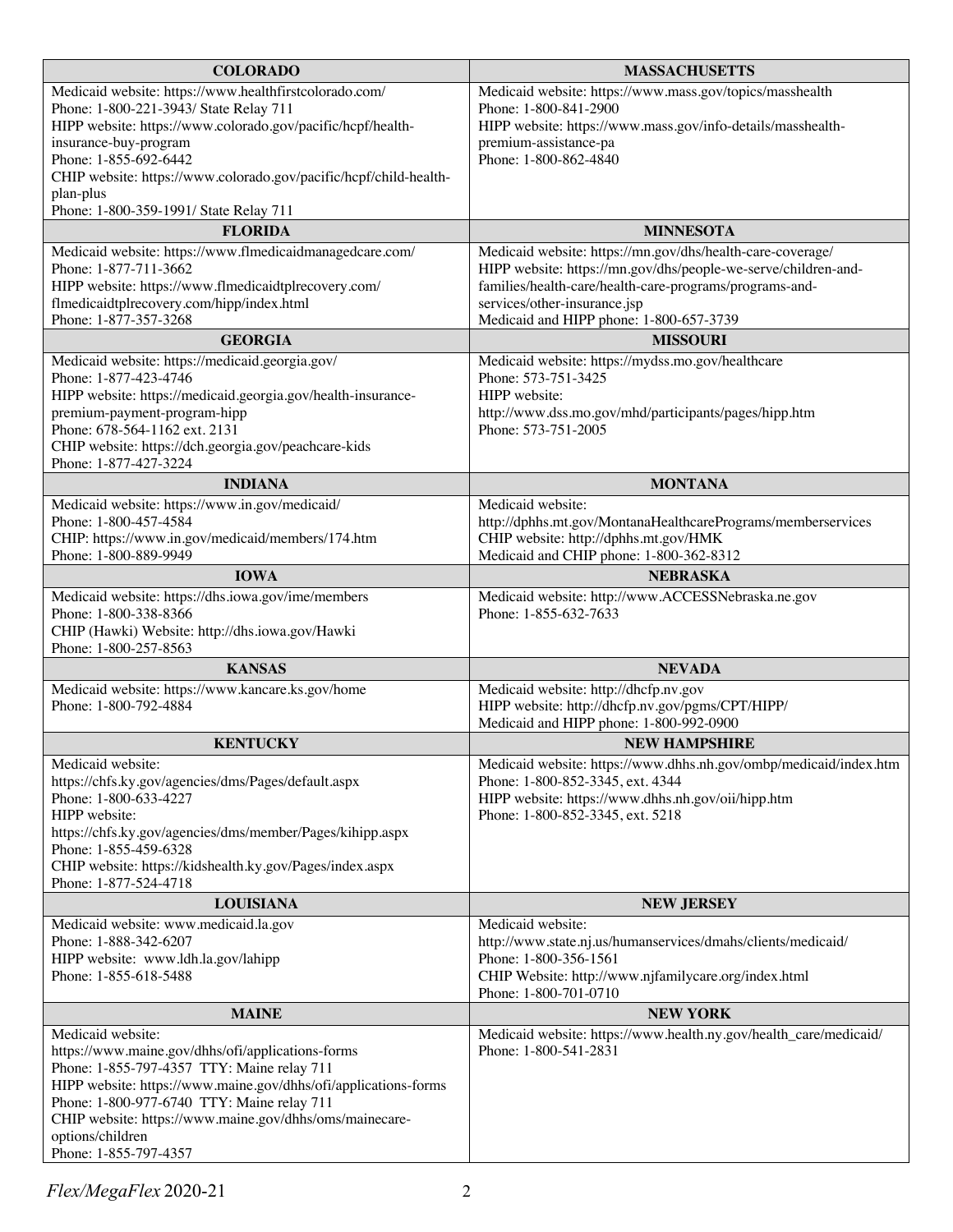| COLORADO | MASSACHUSETTS |
| --- | --- |
| Medicaid website: https://www.healthfirstcolorado.com/<br>Phone: 1-800-221-3943/ State Relay 711<br>HIPP website: https://www.colorado.gov/pacific/hcpf/health-insurance-buy-program<br>Phone: 1-855-692-6442<br>CHIP website: https://www.colorado.gov/pacific/hcpf/child-health-plan-plus<br>Phone: 1-800-359-1991/ State Relay 711 | Medicaid website: https://www.mass.gov/topics/masshealth<br>Phone: 1-800-841-2900<br>HIPP website: https://www.mass.gov/info-details/masshealth-premium-assistance-pa<br>Phone: 1-800-862-4840 |
| **FLORIDA** | **MINNESOTA** |
| Medicaid website: https://www.flmedicaidmanagedcare.com/<br>Phone: 1-877-711-3662<br>HIPP website: https://www.flmedicaidtplrecovery.com/flmedicaidtplrecovery.com/hipp/index.html<br>Phone: 1-877-357-3268 | Medicaid website: https://mn.gov/dhs/health-care-coverage/<br>HIPP website: https://mn.gov/dhs/people-we-serve/children-and-families/health-care/health-care-programs/programs-and-services/other-insurance.jsp<br>Medicaid and HIPP phone: 1-800-657-3739 |
| **GEORGIA** | **MISSOURI** |
| Medicaid website: https://medicaid.georgia.gov/<br>Phone: 1-877-423-4746<br>HIPP website: https://medicaid.georgia.gov/health-insurance-premium-payment-program-hipp<br>Phone: 678-564-1162 ext. 2131<br>CHIP website: https://dch.georgia.gov/peachcare-kids<br>Phone: 1-877-427-3224 | Medicaid website: https://mydss.mo.gov/healthcare<br>Phone: 573-751-3425<br>HIPP website:<br>http://www.dss.mo.gov/mhd/participants/pages/hipp.htm<br>Phone: 573-751-2005 |
| **INDIANA** | **MONTANA** |
| Medicaid website: https://www.in.gov/medicaid/<br>Phone: 1-800-457-4584<br>CHIP: https://www.in.gov/medicaid/members/174.htm<br>Phone: 1-800-889-9949 | Medicaid website:<br>http://dphhs.mt.gov/MontanaHealthcarePrograms/memberservices<br>CHIP website: http://dphhs.mt.gov/HMK<br>Medicaid and CHIP phone: 1-800-362-8312 |
| **IOWA** | **NEBRASKA** |
| Medicaid website: https://dhs.iowa.gov/ime/members<br>Phone: 1-800-338-8366<br>CHIP (Hawki) Website: http://dhs.iowa.gov/Hawki<br>Phone: 1-800-257-8563 | Medicaid website: http://www.ACCESSNebraska.ne.gov<br>Phone: 1-855-632-7633 |
| **KANSAS** | **NEVADA** |
| Medicaid website: https://www.kancare.ks.gov/home<br>Phone: 1-800-792-4884 | Medicaid website: http://dhcfp.nv.gov<br>HIPP website: http://dhcfp.nv.gov/pgms/CPT/HIPP/<br>Medicaid and HIPP phone: 1-800-992-0900 |
| **KENTUCKY** | **NEW HAMPSHIRE** |
| Medicaid website:<br>https://chfs.ky.gov/agencies/dms/Pages/default.aspx<br>Phone: 1-800-633-4227<br>HIPP website:<br>https://chfs.ky.gov/agencies/dms/member/Pages/kihipp.aspx<br>Phone: 1-855-459-6328<br>CHIP website: https://kidshealth.ky.gov/Pages/index.aspx<br>Phone: 1-877-524-4718 | Medicaid website: https://www.dhhs.nh.gov/ombp/medicaid/index.htm<br>Phone: 1-800-852-3345, ext. 4344<br>HIPP website: https://www.dhhs.nh.gov/oii/hipp.htm<br>Phone: 1-800-852-3345, ext. 5218 |
| **LOUISIANA** | **NEW JERSEY** |
| Medicaid website: www.medicaid.la.gov<br>Phone: 1-888-342-6207<br>HIPP website: www.ldh.la.gov/lahipp<br>Phone: 1-855-618-5488 | Medicaid website:<br>http://www.state.nj.us/humanservices/dmahs/clients/medicaid/<br>Phone: 1-800-356-1561<br>CHIP Website: http://www.njfamilycare.org/index.html<br>Phone: 1-800-701-0710 |
| **MAINE** | **NEW YORK** |
| Medicaid website:<br>https://www.maine.gov/dhhs/ofi/applications-forms<br>Phone: 1-855-797-4357 TTY: Maine relay 711<br>HIPP website: https://www.maine.gov/dhhs/ofi/applications-forms<br>Phone: 1-800-977-6740 TTY: Maine relay 711<br>CHIP website: https://www.maine.gov/dhhs/oms/mainecare-options/children<br>Phone: 1-855-797-4357 | Medicaid website: https://www.health.ny.gov/health_care/medicaid/<br>Phone: 1-800-541-2831 |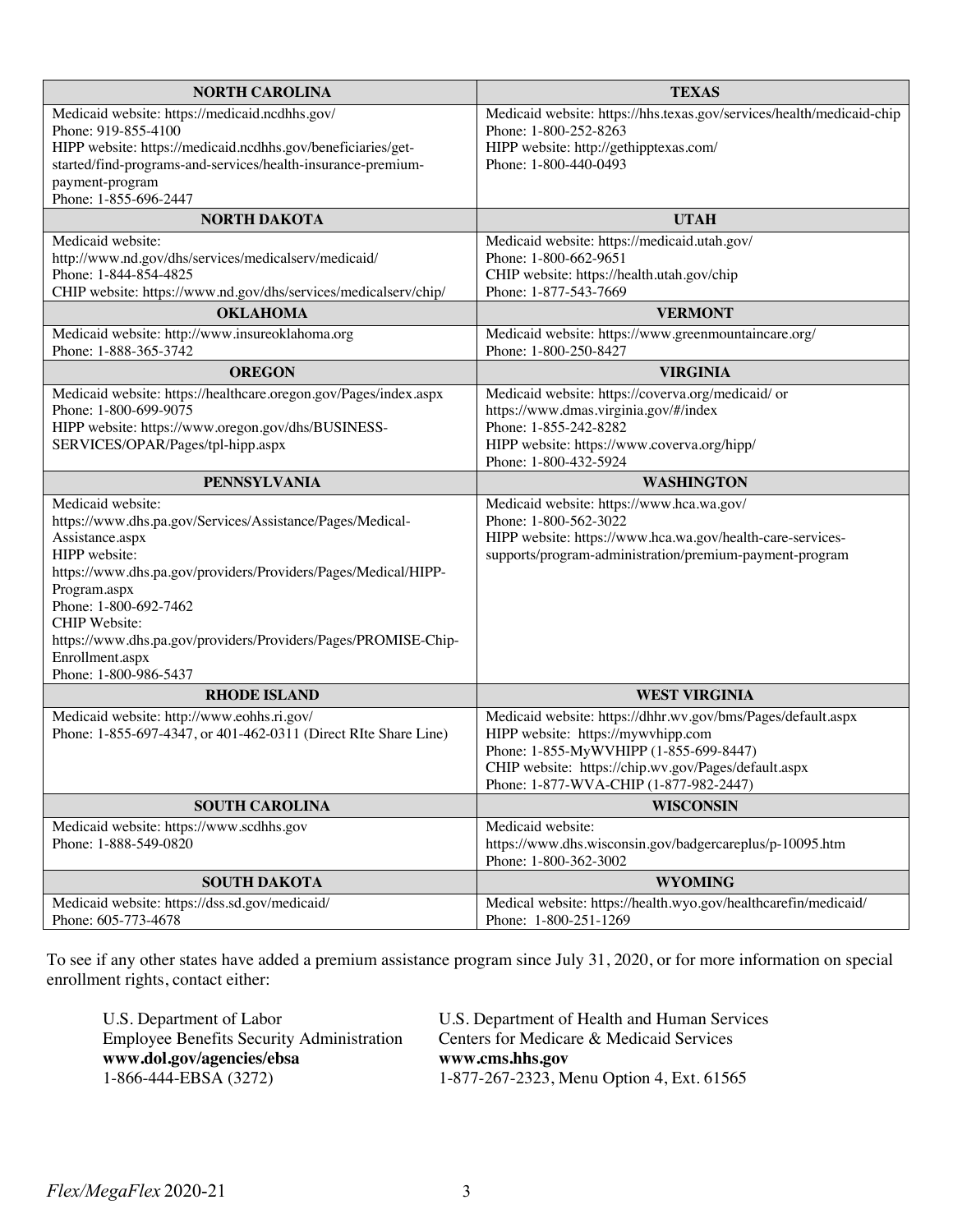| NORTH CAROLINA | TEXAS |
|---|---|
| Medicaid website: https://medicaid.ncdhhs.gov/<br>Phone: 919-855-4100<br>HIPP website: https://medicaid.ncdhhs.gov/beneficiaries/get-started/find-programs-and-services/health-insurance-premium-payment-program<br>Phone: 1-855-696-2447 | Medicaid website: https://hhs.texas.gov/services/health/medicaid-chip<br>Phone: 1-800-252-8263<br>HIPP website: http://gethipptexas.com/<br>Phone: 1-800-440-0493 |
| **NORTH DAKOTA** | **UTAH** |
| Medicaid website: http://www.nd.gov/dhs/services/medicalserv/medicaid/<br>Phone: 1-844-854-4825<br>CHIP website: https://www.nd.gov/dhs/services/medicalserv/chip/ | Medicaid website: https://medicaid.utah.gov/<br>Phone: 1-800-662-9651<br>CHIP website: https://health.utah.gov/chip<br>Phone: 1-877-543-7669 |
| **OKLAHOMA** | **VERMONT** |
| Medicaid website: http://www.insureoklahoma.org<br>Phone: 1-888-365-3742 | Medicaid website: https://www.greenmountaincare.org/<br>Phone: 1-800-250-8427 |
| **OREGON** | **VIRGINIA** |
| Medicaid website: https://healthcare.oregon.gov/Pages/index.aspx<br>Phone: 1-800-699-9075<br>HIPP website: https://www.oregon.gov/dhs/BUSINESS-SERVICES/OPAR/Pages/tpl-hipp.aspx | Medicaid website: https://coverva.org/medicaid/ or https://www.dmas.virginia.gov/#/index<br>Phone: 1-855-242-8282<br>HIPP website: https://www.coverva.org/hipp/<br>Phone: 1-800-432-5924 |
| **PENNSYLVANIA** | **WASHINGTON** |
| Medicaid website: https://www.dhs.pa.gov/Services/Assistance/Pages/Medical-Assistance.aspx<br>HIPP website: https://www.dhs.pa.gov/providers/Providers/Pages/Medical/HIPP-Program.aspx<br>Phone: 1-800-692-7462<br>CHIP Website: https://www.dhs.pa.gov/providers/Providers/Pages/PROMISE-Chip-Enrollment.aspx<br>Phone: 1-800-986-5437 | Medicaid website: https://www.hca.wa.gov/<br>Phone: 1-800-562-3022<br>HIPP website: https://www.hca.wa.gov/health-care-services-supports/program-administration/premium-payment-program |
| **RHODE ISLAND** | **WEST VIRGINIA** |
| Medicaid website: http://www.eohhs.ri.gov/<br>Phone: 1-855-697-4347, or 401-462-0311 (Direct RIte Share Line) | Medicaid website: https://dhhr.wv.gov/bms/Pages/default.aspx<br>HIPP website: https://mywvhipp.com<br>Phone: 1-855-MyWVHIPP (1-855-699-8447)<br>CHIP website: https://chip.wv.gov/Pages/default.aspx<br>Phone: 1-877-WVA-CHIP (1-877-982-2447) |
| **SOUTH CAROLINA** | **WISCONSIN** |
| Medicaid website: https://www.scdhhs.gov<br>Phone: 1-888-549-0820 | Medicaid website: https://www.dhs.wisconsin.gov/badgercareplus/p-10095.htm<br>Phone: 1-800-362-3002 |
| **SOUTH DAKOTA** | **WYOMING** |
| Medicaid website: https://dss.sd.gov/medicaid/<br>Phone: 605-773-4678 | Medical website: https://health.wyo.gov/healthcarefin/medicaid/<br>Phone: 1-800-251-1269 |

To see if any other states have added a premium assistance program since July 31, 2020, or for more information on special enrollment rights, contact either:

U.S. Department of Labor
Employee Benefits Security Administration
**www.dol.gov/agencies/ebsa**
1-866-444-EBSA (3272)

U.S. Department of Health and Human Services
Centers for Medicare & Medicaid Services
**www.cms.hhs.gov**
1-877-267-2323, Menu Option 4, Ext. 61565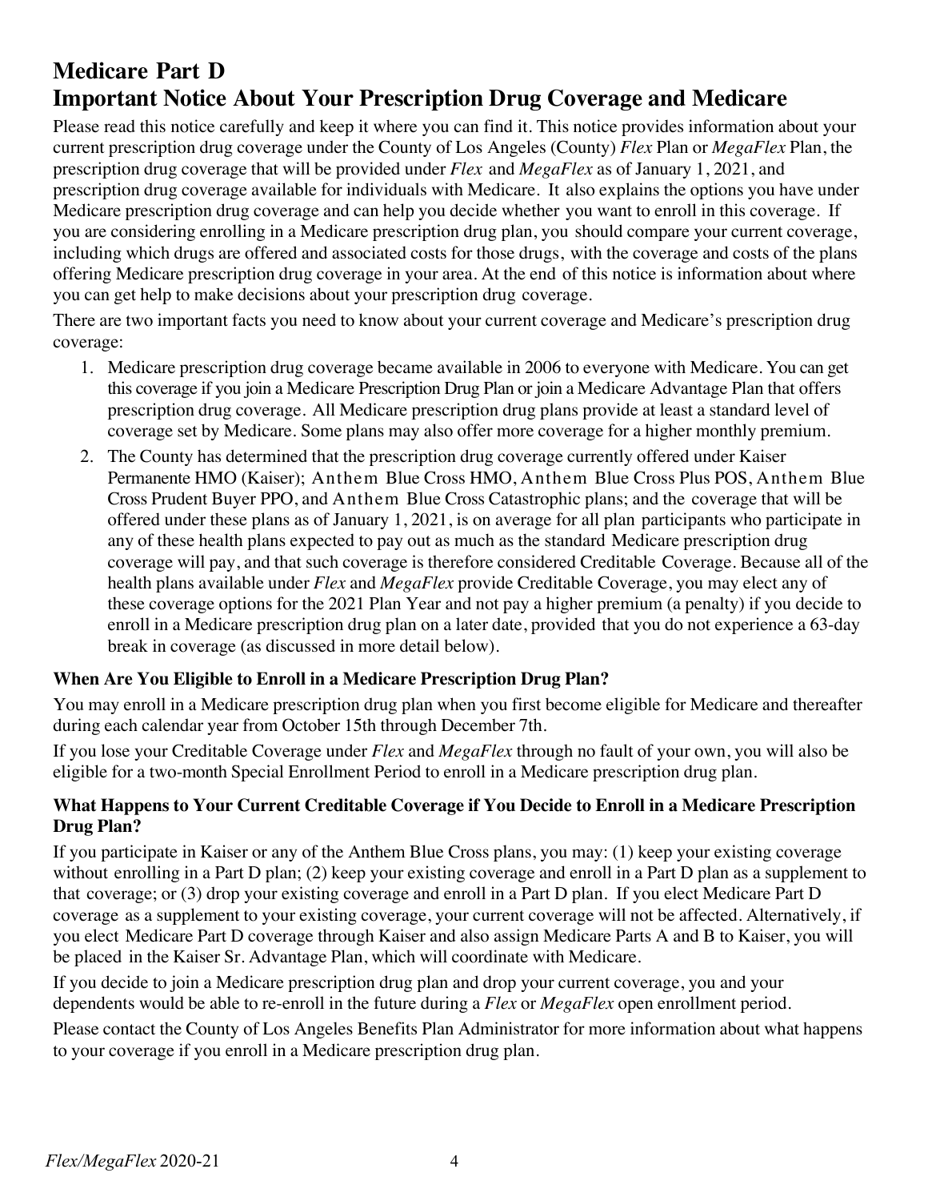# Medicare Part D

# Important Notice About Your Prescription Drug Coverage and Medicare

Please read this notice carefully and keep it where you can find it. This notice provides information about your current prescription drug coverage under the County of Los Angeles (County) *Flex* Plan or *MegaFlex* Plan, the prescription drug coverage that will be provided under *Flex* and *MegaFlex* as of January 1, 2021, and prescription drug coverage available for individuals with Medicare. It also explains the options you have under Medicare prescription drug coverage and can help you decide whether you want to enroll in this coverage. If you are considering enrolling in a Medicare prescription drug plan, you should compare your current coverage, including which drugs are offered and associated costs for those drugs, with the coverage and costs of the plans offering Medicare prescription drug coverage in your area. At the end of this notice is information about where you can get help to make decisions about your prescription drug coverage.

There are two important facts you need to know about your current coverage and Medicare's prescription drug coverage:

1. Medicare prescription drug coverage became available in 2006 to everyone with Medicare. You can get this coverage if you join a Medicare Prescription Drug Plan or join a Medicare Advantage Plan that offers prescription drug coverage. All Medicare prescription drug plans provide at least a standard level of coverage set by Medicare. Some plans may also offer more coverage for a higher monthly premium.
2. The County has determined that the prescription drug coverage currently offered under Kaiser Permanente HMO (Kaiser); Anthem Blue Cross HMO, Anthem Blue Cross Plus POS, Anthem Blue Cross Prudent Buyer PPO, and Anthem Blue Cross Catastrophic plans; and the coverage that will be offered under these plans as of January 1, 2021, is on average for all plan participants who participate in any of these health plans expected to pay out as much as the standard Medicare prescription drug coverage will pay, and that such coverage is therefore considered Creditable Coverage. Because all of the health plans available under *Flex* and *MegaFlex* provide Creditable Coverage, you may elect any of these coverage options for the 2021 Plan Year and not pay a higher premium (a penalty) if you decide to enroll in a Medicare prescription drug plan on a later date, provided that you do not experience a 63-day break in coverage (as discussed in more detail below).

### When Are You Eligible to Enroll in a Medicare Prescription Drug Plan?

You may enroll in a Medicare prescription drug plan when you first become eligible for Medicare and thereafter during each calendar year from October 15th through December 7th.

If you lose your Creditable Coverage under *Flex* and *MegaFlex* through no fault of your own, you will also be eligible for a two-month Special Enrollment Period to enroll in a Medicare prescription drug plan.

### What Happens to Your Current Creditable Coverage if You Decide to Enroll in a Medicare Prescription Drug Plan?

If you participate in Kaiser or any of the Anthem Blue Cross plans, you may: (1) keep your existing coverage without enrolling in a Part D plan; (2) keep your existing coverage and enroll in a Part D plan as a supplement to that coverage; or (3) drop your existing coverage and enroll in a Part D plan. If you elect Medicare Part D coverage as a supplement to your existing coverage, your current coverage will not be affected. Alternatively, if you elect Medicare Part D coverage through Kaiser and also assign Medicare Parts A and B to Kaiser, you will be placed in the Kaiser Sr. Advantage Plan, which will coordinate with Medicare.

If you decide to join a Medicare prescription drug plan and drop your current coverage, you and your dependents would be able to re-enroll in the future during a *Flex* or *MegaFlex* open enrollment period.

Please contact the County of Los Angeles Benefits Plan Administrator for more information about what happens to your coverage if you enroll in a Medicare prescription drug plan.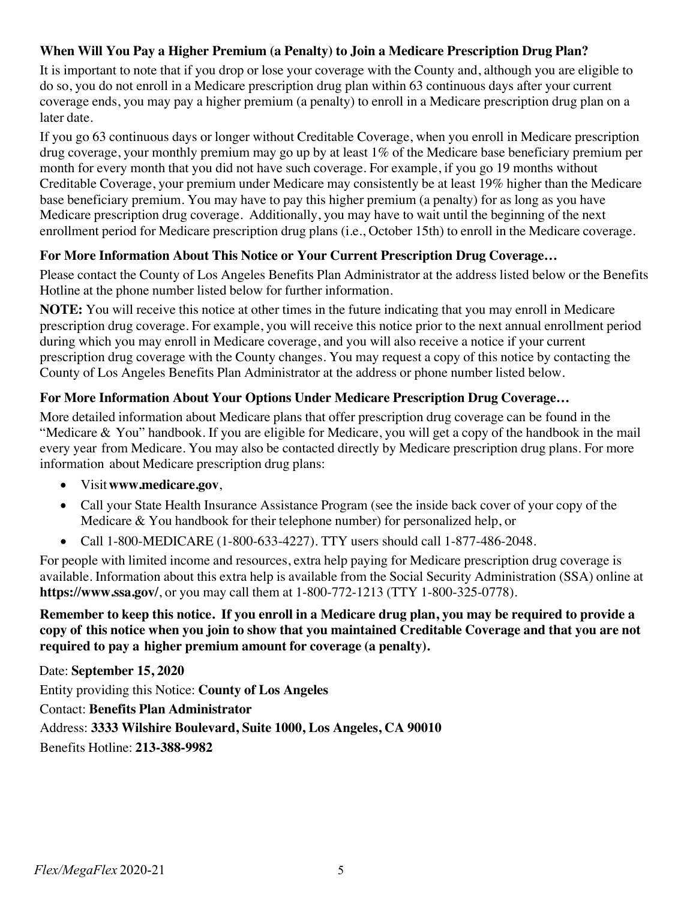### When Will You Pay a Higher Premium (a Penalty) to Join a Medicare Prescription Drug Plan?

It is important to note that if you drop or lose your coverage with the County and, although you are eligible to do so, you do not enroll in a Medicare prescription drug plan within 63 continuous days after your current coverage ends, you may pay a higher premium (a penalty) to enroll in a Medicare prescription drug plan on a later date.

If you go 63 continuous days or longer without Creditable Coverage, when you enroll in Medicare prescription drug coverage, your monthly premium may go up by at least 1% of the Medicare base beneficiary premium per month for every month that you did not have such coverage. For example, if you go 19 months without Creditable Coverage, your premium under Medicare may consistently be at least 19% higher than the Medicare base beneficiary premium. You may have to pay this higher premium (a penalty) for as long as you have Medicare prescription drug coverage. Additionally, you may have to wait until the beginning of the next enrollment period for Medicare prescription drug plans (i.e., October 15th) to enroll in the Medicare coverage.

### For More Information About This Notice or Your Current Prescription Drug Coverage…

Please contact the County of Los Angeles Benefits Plan Administrator at the address listed below or the Benefits Hotline at the phone number listed below for further information.

**NOTE:** You will receive this notice at other times in the future indicating that you may enroll in Medicare prescription drug coverage. For example, you will receive this notice prior to the next annual enrollment period during which you may enroll in Medicare coverage, and you will also receive a notice if your current prescription drug coverage with the County changes. You may request a copy of this notice by contacting the County of Los Angeles Benefits Plan Administrator at the address or phone number listed below.

### For More Information About Your Options Under Medicare Prescription Drug Coverage…

More detailed information about Medicare plans that offer prescription drug coverage can be found in the "Medicare & You" handbook. If you are eligible for Medicare, you will get a copy of the handbook in the mail every year from Medicare. You may also be contacted directly by Medicare prescription drug plans. For more information about Medicare prescription drug plans:

- Visit **www.medicare.gov**,
- Call your State Health Insurance Assistance Program (see the inside back cover of your copy of the Medicare & You handbook for their telephone number) for personalized help, or
- Call 1-800-MEDICARE (1-800-633-4227). TTY users should call 1-877-486-2048.

For people with limited income and resources, extra help paying for Medicare prescription drug coverage is available. Information about this extra help is available from the Social Security Administration (SSA) online at **https://www.ssa.gov/**, or you may call them at 1-800-772-1213 (TTY 1-800-325-0778).

**Remember to keep this notice. If you enroll in a Medicare drug plan, you may be required to provide a copy of this notice when you join to show that you maintained Creditable Coverage and that you are not required to pay a higher premium amount for coverage (a penalty).**

Date: **September 15, 2020**

Entity providing this Notice: **County of Los Angeles**

Contact: **Benefits Plan Administrator**

Address: **3333 Wilshire Boulevard, Suite 1000, Los Angeles, CA 90010**

Benefits Hotline: **213-388-9982**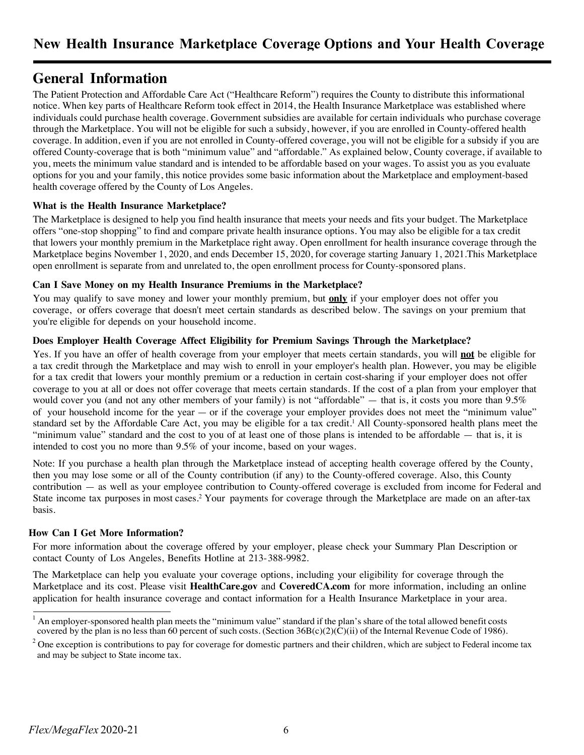# New Health Insurance Marketplace Coverage Options and Your Health Coverage

## General Information

The Patient Protection and Affordable Care Act ("Healthcare Reform") requires the County to distribute this informational notice. When key parts of Healthcare Reform took effect in 2014, the Health Insurance Marketplace was established where individuals could purchase health coverage. Government subsidies are available for certain individuals who purchase coverage through the Marketplace. You will not be eligible for such a subsidy, however, if you are enrolled in County-offered health coverage. In addition, even if you are not enrolled in County-offered coverage, you will not be eligible for a subsidy if you are offered County-coverage that is both "minimum value" and "affordable." As explained below, County coverage, if available to you, meets the minimum value standard and is intended to be affordable based on your wages. To assist you as you evaluate options for you and your family, this notice provides some basic information about the Marketplace and employment-based health coverage offered by the County of Los Angeles.

### What is the Health Insurance Marketplace?

The Marketplace is designed to help you find health insurance that meets your needs and fits your budget. The Marketplace offers "one-stop shopping" to find and compare private health insurance options. You may also be eligible for a tax credit that lowers your monthly premium in the Marketplace right away. Open enrollment for health insurance coverage through the Marketplace begins November 1, 2020, and ends December 15, 2020, for coverage starting January 1, 2021.This Marketplace open enrollment is separate from and unrelated to, the open enrollment process for County-sponsored plans.

### Can I Save Money on my Health Insurance Premiums in the Marketplace?

You may qualify to save money and lower your monthly premium, but **only** if your employer does not offer you coverage, or offers coverage that doesn't meet certain standards as described below. The savings on your premium that you're eligible for depends on your household income.

### Does Employer Health Coverage Affect Eligibility for Premium Savings Through the Marketplace?

Yes. If you have an offer of health coverage from your employer that meets certain standards, you will **not** be eligible for a tax credit through the Marketplace and may wish to enroll in your employer's health plan. However, you may be eligible for a tax credit that lowers your monthly premium or a reduction in certain cost-sharing if your employer does not offer coverage to you at all or does not offer coverage that meets certain standards. If the cost of a plan from your employer that would cover you (and not any other members of your family) is not "affordable" — that is, it costs you more than 9.5% of your household income for the year — or if the coverage your employer provides does not meet the "minimum value" standard set by the Affordable Care Act, you may be eligible for a tax credit.[1] All County-sponsored health plans meet the "minimum value" standard and the cost to you of at least one of those plans is intended to be affordable — that is, it is intended to cost you no more than 9.5% of your income, based on your wages.

Note: If you purchase a health plan through the Marketplace instead of accepting health coverage offered by the County, then you may lose some or all of the County contribution (if any) to the County-offered coverage. Also, this County contribution — as well as your employee contribution to County-offered coverage is excluded from income for Federal and State income tax purposes in most cases.[2] Your payments for coverage through the Marketplace are made on an after-tax basis.

### How Can I Get More Information?

For more information about the coverage offered by your employer, please check your Summary Plan Description or contact County of Los Angeles, Benefits Hotline at 213-388-9982.

The Marketplace can help you evaluate your coverage options, including your eligibility for coverage through the Marketplace and its cost. Please visit **HealthCare.gov** and **CoveredCA.com** for more information, including an online application for health insurance coverage and contact information for a Health Insurance Marketplace in your area.

---

[1] An employer-sponsored health plan meets the "minimum value" standard if the plan's share of the total allowed benefit costs covered by the plan is no less than 60 percent of such costs. (Section 36B(c)(2)(C)(ii) of the Internal Revenue Code of 1986).

[2] One exception is contributions to pay for coverage for domestic partners and their children, which are subject to Federal income tax and may be subject to State income tax.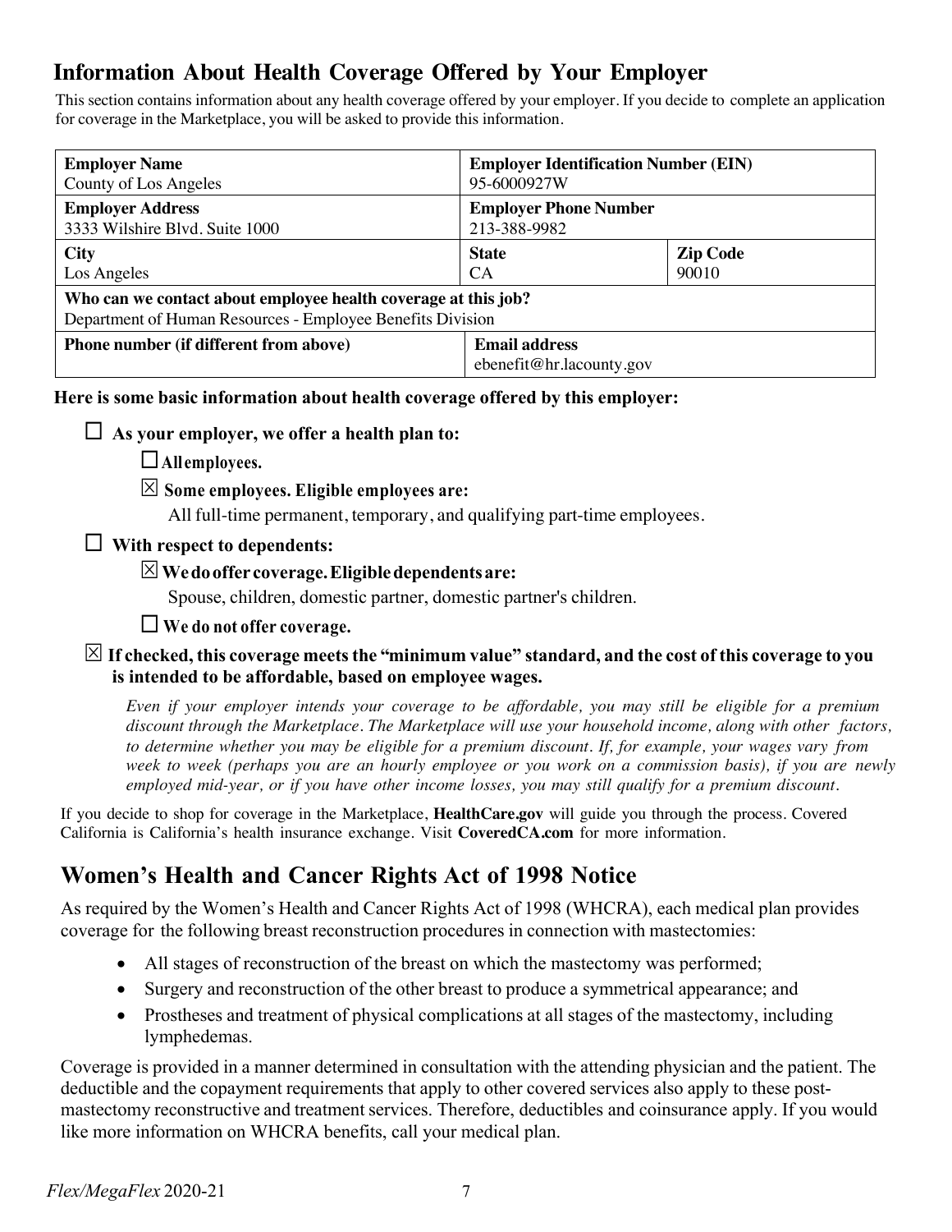## Information About Health Coverage Offered by Your Employer

This section contains information about any health coverage offered by your employer. If you decide to complete an application for coverage in the Marketplace, you will be asked to provide this information.

| **Employer Name**<br>County of Los Angeles | **Employer Identification Number (EIN)**<br>95-6000927W | |
|---|---|---|
| **Employer Address**<br>3333 Wilshire Blvd. Suite 1000 | **Employer Phone Number**<br>213-388-9982 | |
| **City**<br>Los Angeles | **State**<br>CA | **Zip Code**<br>90010 |
| **Who can we contact about employee health coverage at this job?**<br>Department of Human Resources - Employee Benefits Division | | |
| **Phone number (if different from above)** | **Email address**<br>ebenefit@hr.lacounty.gov | |

**Here is some basic information about health coverage offered by this employer:**

☐ **As your employer, we offer a health plan to:**

- ☐ **All employees.**
- ☒ **Some employees. Eligible employees are:**
  All full-time permanent, temporary, and qualifying part-time employees.

☐ **With respect to dependents:**

- ☒ **We do offer coverage. Eligible dependents are:**
  Spouse, children, domestic partner, domestic partner's children.
- ☐ **We do not offer coverage.**

☒ **If checked, this coverage meets the "minimum value" standard, and the cost of this coverage to you is intended to be affordable, based on employee wages.**

*Even if your employer intends your coverage to be affordable, you may still be eligible for a premium discount through the Marketplace. The Marketplace will use your household income, along with other factors, to determine whether you may be eligible for a premium discount. If, for example, your wages vary from week to week (perhaps you are an hourly employee or you work on a commission basis), if you are newly employed mid-year, or if you have other income losses, you may still qualify for a premium discount.*

If you decide to shop for coverage in the Marketplace, **HealthCare.gov** will guide you through the process. Covered California is California's health insurance exchange. Visit **CoveredCA.com** for more information.

## Women's Health and Cancer Rights Act of 1998 Notice

As required by the Women's Health and Cancer Rights Act of 1998 (WHCRA), each medical plan provides coverage for the following breast reconstruction procedures in connection with mastectomies:

- All stages of reconstruction of the breast on which the mastectomy was performed;
- Surgery and reconstruction of the other breast to produce a symmetrical appearance; and
- Prostheses and treatment of physical complications at all stages of the mastectomy, including lymphedemas.

Coverage is provided in a manner determined in consultation with the attending physician and the patient. The deductible and the copayment requirements that apply to other covered services also apply to these post-mastectomy reconstructive and treatment services. Therefore, deductibles and coinsurance apply. If you would like more information on WHCRA benefits, call your medical plan.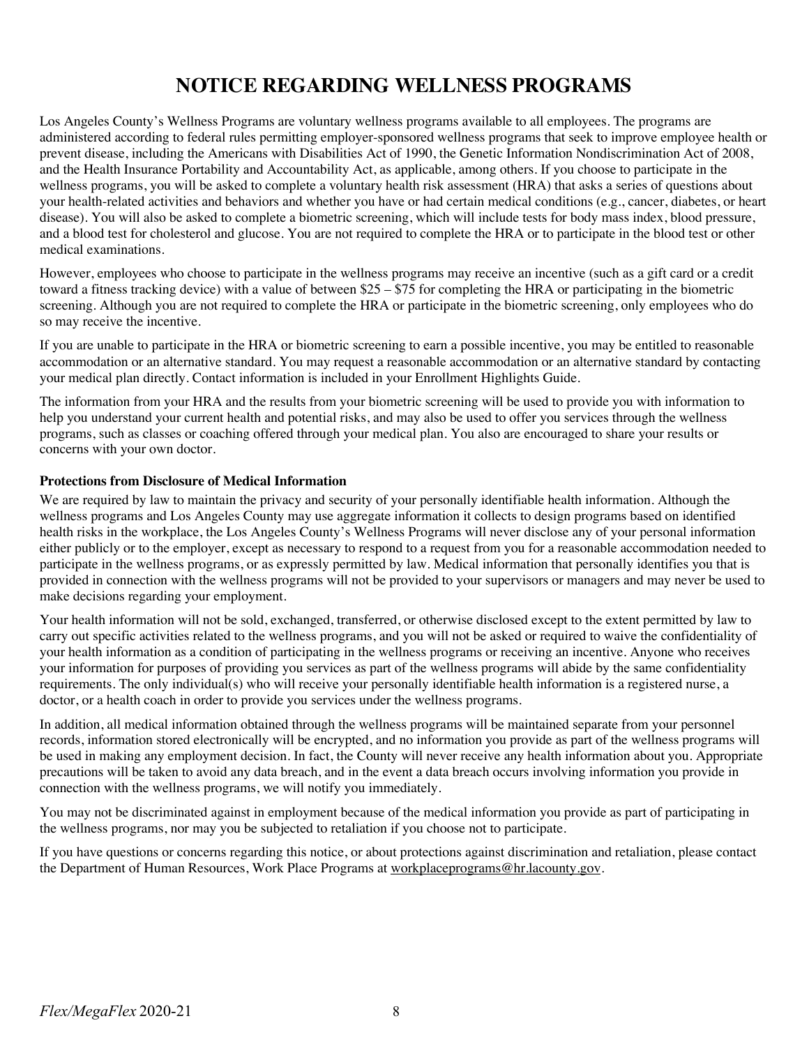# NOTICE REGARDING WELLNESS PROGRAMS

Los Angeles County's Wellness Programs are voluntary wellness programs available to all employees. The programs are administered according to federal rules permitting employer-sponsored wellness programs that seek to improve employee health or prevent disease, including the Americans with Disabilities Act of 1990, the Genetic Information Nondiscrimination Act of 2008, and the Health Insurance Portability and Accountability Act, as applicable, among others. If you choose to participate in the wellness programs, you will be asked to complete a voluntary health risk assessment (HRA) that asks a series of questions about your health-related activities and behaviors and whether you have or had certain medical conditions (e.g., cancer, diabetes, or heart disease). You will also be asked to complete a biometric screening, which will include tests for body mass index, blood pressure, and a blood test for cholesterol and glucose. You are not required to complete the HRA or to participate in the blood test or other medical examinations.

However, employees who choose to participate in the wellness programs may receive an incentive (such as a gift card or a credit toward a fitness tracking device) with a value of between $25 – $75 for completing the HRA or participating in the biometric screening. Although you are not required to complete the HRA or participate in the biometric screening, only employees who do so may receive the incentive.

If you are unable to participate in the HRA or biometric screening to earn a possible incentive, you may be entitled to reasonable accommodation or an alternative standard. You may request a reasonable accommodation or an alternative standard by contacting your medical plan directly. Contact information is included in your Enrollment Highlights Guide.

The information from your HRA and the results from your biometric screening will be used to provide you with information to help you understand your current health and potential risks, and may also be used to offer you services through the wellness programs, such as classes or coaching offered through your medical plan. You also are encouraged to share your results or concerns with your own doctor.

**Protections from Disclosure of Medical Information**

We are required by law to maintain the privacy and security of your personally identifiable health information. Although the wellness programs and Los Angeles County may use aggregate information it collects to design programs based on identified health risks in the workplace, the Los Angeles County's Wellness Programs will never disclose any of your personal information either publicly or to the employer, except as necessary to respond to a request from you for a reasonable accommodation needed to participate in the wellness programs, or as expressly permitted by law. Medical information that personally identifies you that is provided in connection with the wellness programs will not be provided to your supervisors or managers and may never be used to make decisions regarding your employment.

Your health information will not be sold, exchanged, transferred, or otherwise disclosed except to the extent permitted by law to carry out specific activities related to the wellness programs, and you will not be asked or required to waive the confidentiality of your health information as a condition of participating in the wellness programs or receiving an incentive. Anyone who receives your information for purposes of providing you services as part of the wellness programs will abide by the same confidentiality requirements. The only individual(s) who will receive your personally identifiable health information is a registered nurse, a doctor, or a health coach in order to provide you services under the wellness programs.

In addition, all medical information obtained through the wellness programs will be maintained separate from your personnel records, information stored electronically will be encrypted, and no information you provide as part of the wellness programs will be used in making any employment decision. In fact, the County will never receive any health information about you. Appropriate precautions will be taken to avoid any data breach, and in the event a data breach occurs involving information you provide in connection with the wellness programs, we will notify you immediately.

You may not be discriminated against in employment because of the medical information you provide as part of participating in the wellness programs, nor may you be subjected to retaliation if you choose not to participate.

If you have questions or concerns regarding this notice, or about protections against discrimination and retaliation, please contact the Department of Human Resources, Work Place Programs at workplaceprograms@hr.lacounty.gov.